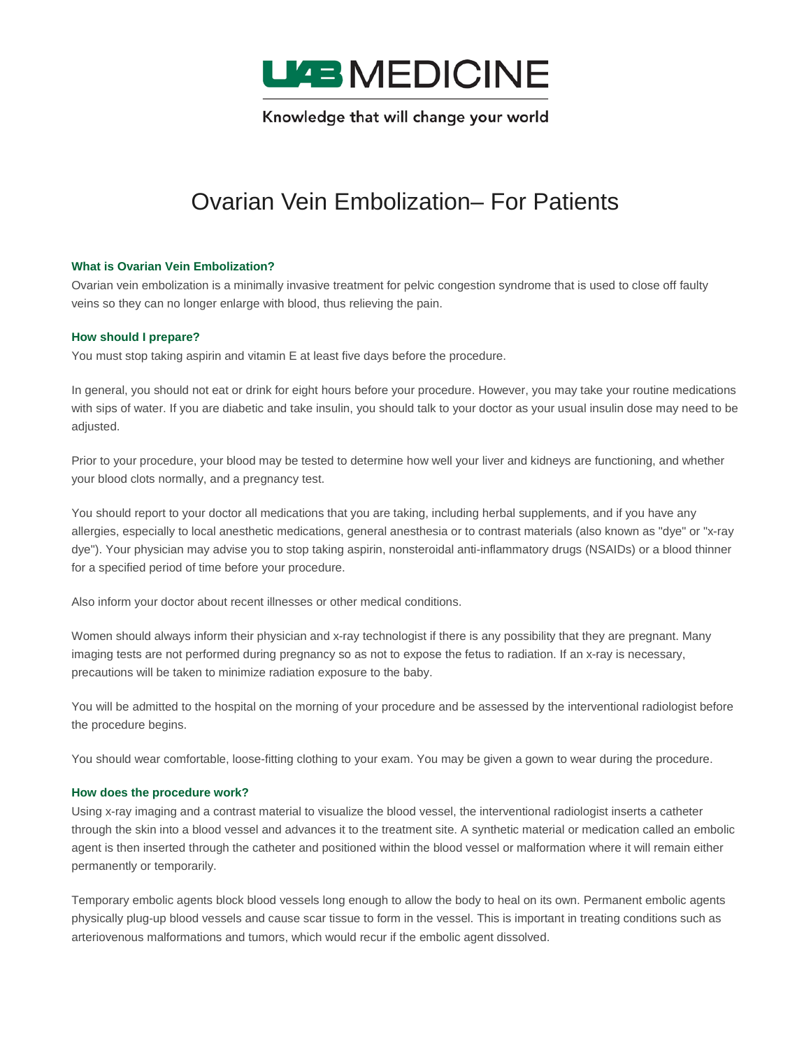UAB MEDICINE

Knowledge that will change your world

# Ovarian Vein Embolization– For Patients

### What is Ovarian Vein Embolization?

Ovarian vein embolization is a minimally invasive treatment for pelvic congestion syndrome that is used to close off faulty veins so they can no longer enlarge with blood, thus relieving the pain.

### How should I prepare?

You must stop taking aspirin and vitamin E at least five days before the procedure.

In general, you should not eat or drink for eight hours before your procedure. However, you may take your routine medications with sips of water. If you are diabetic and take insulin, you should talk to your doctor as your usual insulin dose may need to be adjusted.

Prior to your procedure, your blood may be tested to determine how well your liver and kidneys are functioning, and whether your blood clots normally, and a pregnancy test.

You should report to your doctor all medications that you are taking, including herbal supplements, and if you have any allergies, especially to local anesthetic medications, general anesthesia or to contrast materials (also known as "dye" or "x-ray dye"). Your physician may advise you to stop taking aspirin, nonsteroidal anti-inflammatory drugs (NSAIDs) or a blood thinner for a specified period of time before your procedure.

Also inform your doctor about recent illnesses or other medical conditions.

Women should always inform their physician and x-ray technologist if there is any possibility that they are pregnant. Many imaging tests are not performed during pregnancy so as not to expose the fetus to radiation. If an x-ray is necessary, precautions will be taken to minimize radiation exposure to the baby.

You will be admitted to the hospital on the morning of your procedure and be assessed by the interventional radiologist before the procedure begins.

You should wear comfortable, loose-fitting clothing to your exam. You may be given a gown to wear during the procedure.

### How does the procedure work?

Using x-ray imaging and a contrast material to visualize the blood vessel, the interventional radiologist inserts a catheter through the skin into a blood vessel and advances it to the treatment site. A synthetic material or medication called an embolic agent is then inserted through the catheter and positioned within the blood vessel or malformation where it will remain either permanently or temporarily.

Temporary embolic agents block blood vessels long enough to allow the body to heal on its own. Permanent embolic agents physically plug-up blood vessels and cause scar tissue to form in the vessel. This is important in treating conditions such as arteriovenous malformations and tumors, which would recur if the embolic agent dissolved.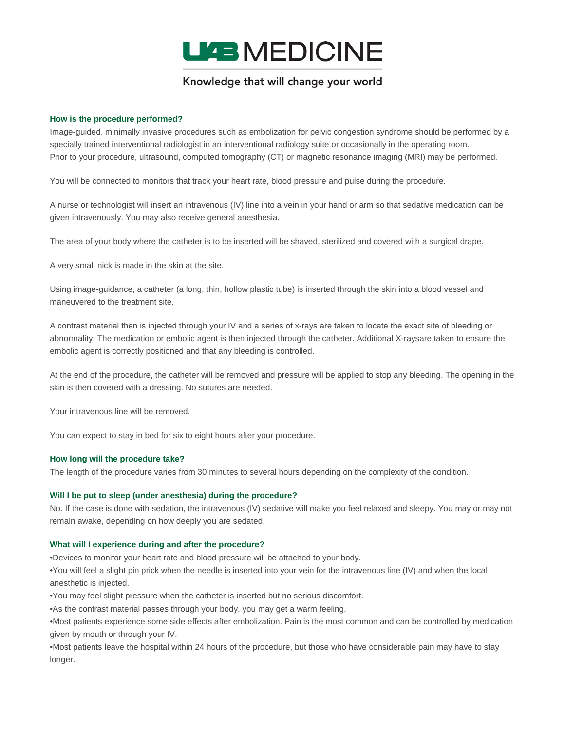### How is the procedure performed?

Image-guided, minimally invasive procedures such as embolization for pelvic congestion syndrome should be performed by a specially trained interventional radiologist in an interventional radiology suite or occasionally in the operating room.
Prior to your procedure, ultrasound, computed tomography (CT) or magnetic resonance imaging (MRI) may be performed.

You will be connected to monitors that track your heart rate, blood pressure and pulse during the procedure.

A nurse or technologist will insert an intravenous (IV) line into a vein in your hand or arm so that sedative medication can be given intravenously. You may also receive general anesthesia.

The area of your body where the catheter is to be inserted will be shaved, sterilized and covered with a surgical drape.

A very small nick is made in the skin at the site.

Using image-guidance, a catheter (a long, thin, hollow plastic tube) is inserted through the skin into a blood vessel and maneuvered to the treatment site.

A contrast material then is injected through your IV and a series of x-rays are taken to locate the exact site of bleeding or abnormality. The medication or embolic agent is then injected through the catheter. Additional X-raysare taken to ensure the embolic agent is correctly positioned and that any bleeding is controlled.

At the end of the procedure, the catheter will be removed and pressure will be applied to stop any bleeding. The opening in the skin is then covered with a dressing. No sutures are needed.

Your intravenous line will be removed.

You can expect to stay in bed for six to eight hours after your procedure.

### How long will the procedure take?

The length of the procedure varies from 30 minutes to several hours depending on the complexity of the condition.

### Will I be put to sleep (under anesthesia) during the procedure?

No. If the case is done with sedation, the intravenous (IV) sedative will make you feel relaxed and sleepy. You may or may not remain awake, depending on how deeply you are sedated.

### What will I experience during and after the procedure?

- Devices to monitor your heart rate and blood pressure will be attached to your body.
- You will feel a slight pin prick when the needle is inserted into your vein for the intravenous line (IV) and when the local anesthetic is injected.
- You may feel slight pressure when the catheter is inserted but no serious discomfort.
- As the contrast material passes through your body, you may get a warm feeling.
- Most patients experience some side effects after embolization. Pain is the most common and can be controlled by medication given by mouth or through your IV.
- Most patients leave the hospital within 24 hours of the procedure, but those who have considerable pain may have to stay longer.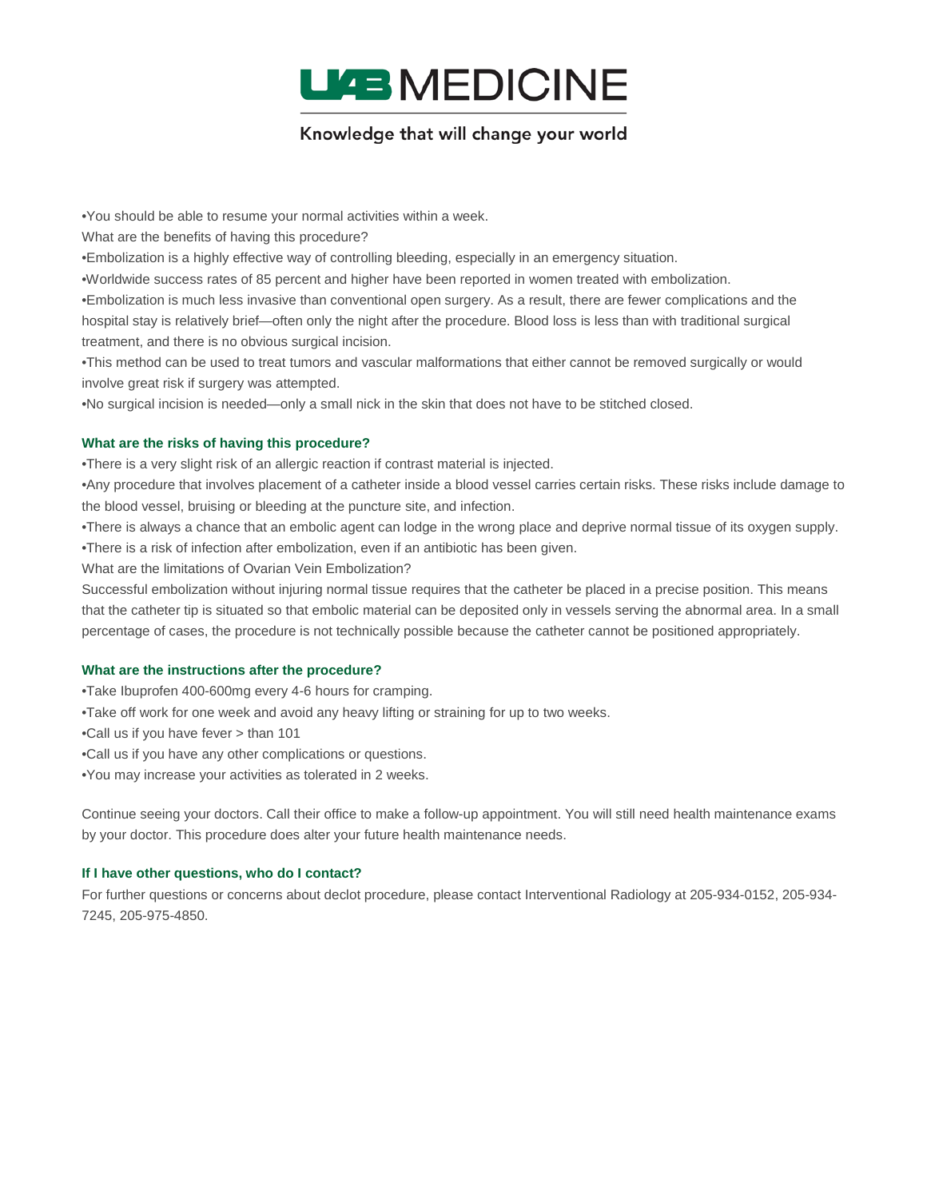•You should be able to resume your normal activities within a week.

What are the benefits of having this procedure?

•Embolization is a highly effective way of controlling bleeding, especially in an emergency situation.

•Worldwide success rates of 85 percent and higher have been reported in women treated with embolization.

•Embolization is much less invasive than conventional open surgery. As a result, there are fewer complications and the hospital stay is relatively brief—often only the night after the procedure. Blood loss is less than with traditional surgical treatment, and there is no obvious surgical incision.

•This method can be used to treat tumors and vascular malformations that either cannot be removed surgically or would involve great risk if surgery was attempted.

•No surgical incision is needed—only a small nick in the skin that does not have to be stitched closed.

**What are the risks of having this procedure?**

•There is a very slight risk of an allergic reaction if contrast material is injected.

•Any procedure that involves placement of a catheter inside a blood vessel carries certain risks. These risks include damage to the blood vessel, bruising or bleeding at the puncture site, and infection.

•There is always a chance that an embolic agent can lodge in the wrong place and deprive normal tissue of its oxygen supply.

•There is a risk of infection after embolization, even if an antibiotic has been given.

What are the limitations of Ovarian Vein Embolization?

Successful embolization without injuring normal tissue requires that the catheter be placed in a precise position. This means that the catheter tip is situated so that embolic material can be deposited only in vessels serving the abnormal area. In a small percentage of cases, the procedure is not technically possible because the catheter cannot be positioned appropriately.

**What are the instructions after the procedure?**

•Take Ibuprofen 400-600mg every 4-6 hours for cramping.

•Take off work for one week and avoid any heavy lifting or straining for up to two weeks.

•Call us if you have fever > than 101

•Call us if you have any other complications or questions.

•You may increase your activities as tolerated in 2 weeks.

Continue seeing your doctors. Call their office to make a follow-up appointment. You will still need health maintenance exams by your doctor. This procedure does alter your future health maintenance needs.

**If I have other questions, who do I contact?**

For further questions or concerns about declot procedure, please contact Interventional Radiology at 205-934-0152, 205-934-7245, 205-975-4850.